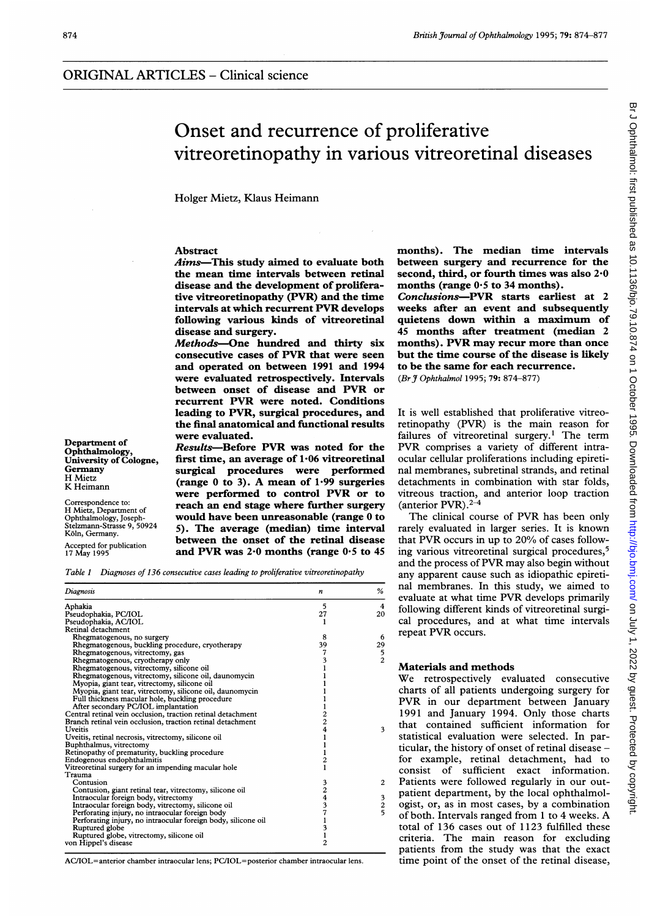ORIGINAL ARTICLES – Clinical science

# Onset and recurrence of proliferative vitreoretinopathy in various vitreoretinal diseases

Holger Mietz, Klaus Heimann

Department of Ophthalmology, University of Cologne, Germany
H Mietz
K Heimann

Correspondence to: H Mietz, Department of Ophthalmology, Joseph-Stelzmann-Strasse 9, 50924 Köln, Germany.

Accepted for publication 17 May 1995

## Abstract

**Aims—This study aimed to evaluate both the mean time intervals between retinal disease and the development of proliferative vitreoretinopathy (PVR) and the time intervals at which recurrent PVR develops following various kinds of vitreoretinal disease and surgery.**

**Methods—One hundred and thirty six consecutive cases of PVR that were seen and operated on between 1991 and 1994 were evaluated retrospectively. Intervals between onset of disease and PVR or recurrent PVR were noted. Conditions leading to PVR, surgical procedures, and the final anatomical and functional results were evaluated.**

**Results—Before PVR was noted for the first time, an average of 1·06 vitreoretinal surgical procedures were performed (range 0 to 3). A mean of 1·99 surgeries were performed to control PVR or to reach an end stage where further surgery would have been unreasonable (range 0 to 5). The average (median) time interval between the onset of the retinal disease and PVR was 2·0 months (range 0·5 to 45 months). The median time intervals between surgery and recurrence for the second, third, or fourth times was also 2·0 months (range 0·5 to 34 months).**

**Conclusions—PVR starts earliest at 2 weeks after an event and subsequently quietens down within a maximum of 45 months after treatment (median 2 months). PVR may recur more than once but the time course of the disease is likely to be the same for each recurrence.**

(*Br J Ophthalmol* 1995; 79: 874–877)

Table 1 *Diagnoses of 136 consecutive cases leading to proliferative vitreoretinopathy*

| Diagnosis | n | % |
|---|---|---|
| Aphakia | 5 | 4 |
| Pseudophakia, PC/IOL | 27 | 20 |
| Pseudophakia, AC/IOL | 1 | |
| Retinal detachment | | |
| Rhegmatogenous, no surgery | 8 | 6 |
| Rhegmatogenous, buckling procedure, cryotherapy | 39 | 29 |
| Rhegmatogenous, vitrectomy, gas | 7 | 5 |
| Rhegmatogenous, cryotherapy only | 3 | 2 |
| Rhegmatogenous, vitrectomy, silicone oil | 1 | |
| Rhegmatogenous, vitrectomy, silicone oil, daunomycin | 1 | |
| Myopia, giant tear, vitrectomy, silicone oil | 1 | |
| Myopia, giant tear, vitrectomy, silicone oil, daunomycin | 1 | |
| Full thickness macular hole, buckling procedure | 1 | |
| After secondary PC/IOL implantation | 1 | |
| Central retinal vein occlusion, traction retinal detachment | 2 | |
| Branch retinal vein occlusion, traction retinal detachment | 2 | |
| Uveitis | 4 | 3 |
| Uveitis, retinal necrosis, vitrectomy, silicone oil | 1 | |
| Buphthalmus, vitrectomy | 1 | |
| Retinopathy of prematurity, buckling procedure | 1 | |
| Endogenous endophthalmitis | 2 | |
| Vitreoretinal surgery for an impending macular hole | 1 | |
| Trauma | | |
| Contusion | 3 | 2 |
| Contusion, giant retinal tear, vitrectomy, silicone oil | 2 | |
| Intraocular foreign body, vitrectomy | 4 | 3 |
| Intraocular foreign body, vitrectomy, silicone oil | 3 | 2 |
| Perforating injury, no intraocular foreign body | 7 | 5 |
| Perforating injury, no intraocular foreign body, silicone oil | 1 | |
| Ruptured globe | 3 | |
| Ruptured globe, vitrectomy, silicone oil | 1 | |
| von Hippel's disease | 2 | |

AC/IOL=anterior chamber intraocular lens; PC/IOL=posterior chamber intraocular lens.

It is well established that proliferative vitreoretinopathy (PVR) is the main reason for failures of vitreoretinal surgery.[1] The term PVR comprises a variety of different intraocular cellular proliferations including epiretinal membranes, subretinal strands, and retinal detachments in combination with star folds, vitreous traction, and anterior loop traction (anterior PVR).[2-4]

The clinical course of PVR has been only rarely evaluated in larger series. It is known that PVR occurs in up to 20% of cases following various vitreoretinal surgical procedures,[5] and the process of PVR may also begin without any apparent cause such as idiopathic epiretinal membranes. In this study, we aimed to evaluate at what time PVR develops primarily following different kinds of vitreoretinal surgical procedures, and at what time intervals repeat PVR occurs.

## Materials and methods

We retrospectively evaluated consecutive charts of all patients undergoing surgery for PVR in our department between January 1991 and January 1994. Only those charts that contained sufficient information for statistical evaluation were selected. In particular, the history of onset of retinal disease – for example, retinal detachment, had to consist of sufficient exact information. Patients were followed regularly in our outpatient department, by the local ophthalmologist, or, as in most cases, by a combination of both. Intervals ranged from 1 to 4 weeks. A total of 136 cases out of 1123 fulfilled these criteria. The main reason for excluding patients from the study was that the exact time point of the onset of the retinal disease,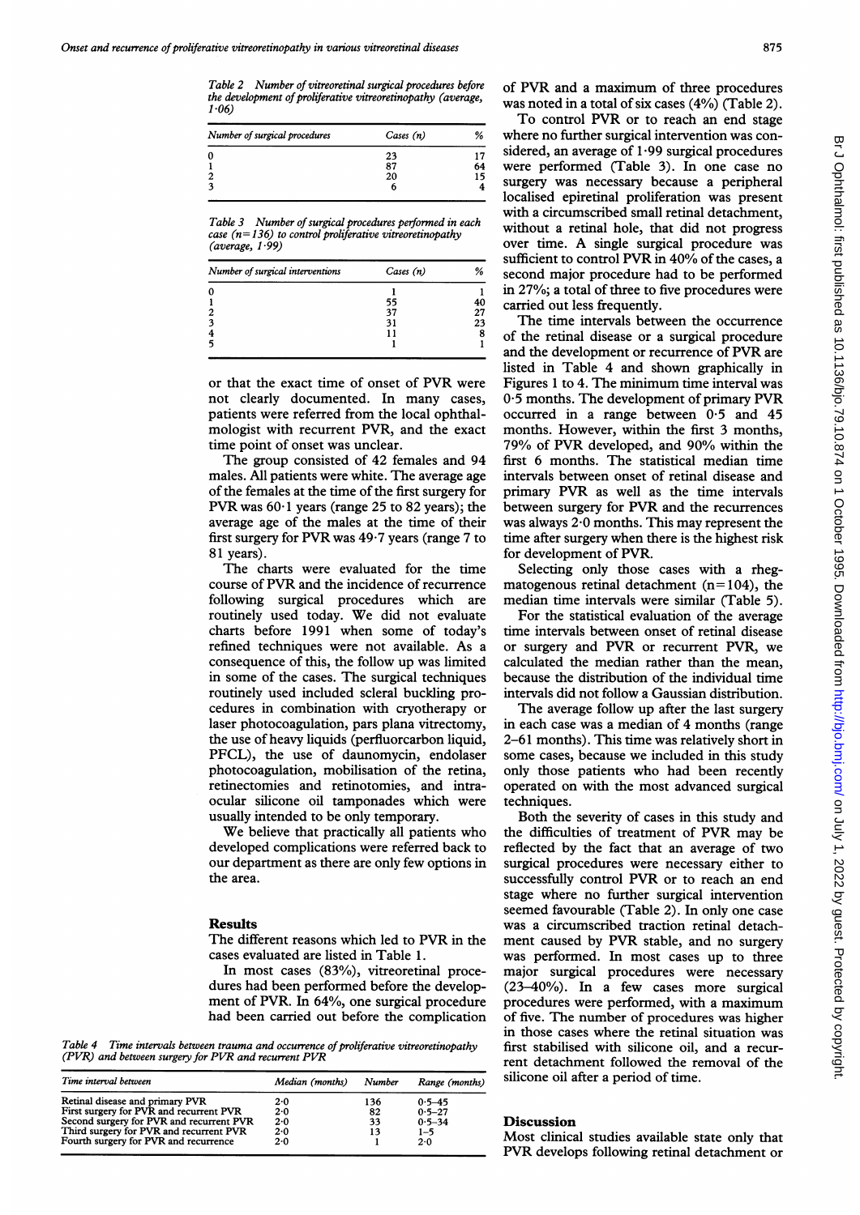Table 2 *Number of vitreoretinal surgical procedures before the development of proliferative vitreoretinopathy (average, 1·06)*

| Number of surgical procedures | Cases (n) | % |
|---|---|---|
| 0 | 23 | 17 |
| 1 | 87 | 64 |
| 2 | 20 | 15 |
| 3 | 6 | 4 |

Table 3 *Number of surgical procedures performed in each case (n=136) to control proliferative vitreoretinopathy (average, 1·99)*

| Number of surgical interventions | Cases (n) | % |
|---|---|---|
| 0 | 1 | 1 |
| 1 | 55 | 40 |
| 2 | 37 | 27 |
| 3 | 31 | 23 |
| 4 | 11 | 8 |
| 5 | 1 | 1 |

or that the exact time of onset of PVR were not clearly documented. In many cases, patients were referred from the local ophthalmologist with recurrent PVR, and the exact time point of onset was unclear.

The group consisted of 42 females and 94 males. All patients were white. The average age of the females at the time of the first surgery for PVR was 60·1 years (range 25 to 82 years); the average age of the males at the time of their first surgery for PVR was 49·7 years (range 7 to 81 years).

The charts were evaluated for the time course of PVR and the incidence of recurrence following surgical procedures which are routinely used today. We did not evaluate charts before 1991 when some of today's refined techniques were not available. As a consequence of this, the follow up was limited in some of the cases. The surgical techniques routinely used included scleral buckling procedures in combination with cryotherapy or laser photocoagulation, pars plana vitrectomy, the use of heavy liquids (perfluorcarbon liquid, PFCL), the use of daunomycin, endolaser photocoagulation, mobilisation of the retina, retinectomies and retinotomies, and intraocular silicone oil tamponades which were usually intended to be only temporary.

We believe that practically all patients who developed complications were referred back to our department as there are only few options in the area.

## Results

The different reasons which led to PVR in the cases evaluated are listed in Table 1.

In most cases (83%), vitreoretinal procedures had been performed before the development of PVR. In 64%, one surgical procedure had been carried out before the complication of PVR and a maximum of three procedures was noted in a total of six cases (4%) (Table 2).

To control PVR or to reach an end stage where no further surgical intervention was considered, an average of 1·99 surgical procedures were performed (Table 3). In one case no surgery was necessary because a peripheral localised epiretinal proliferation was present with a circumscribed small retinal detachment, without a retinal hole, that did not progress over time. A single surgical procedure was sufficient to control PVR in 40% of the cases, a second major procedure had to be performed in 27%; a total of three to five procedures were carried out less frequently.

The time intervals between the occurrence of the retinal disease or a surgical procedure and the development or recurrence of PVR are listed in Table 4 and shown graphically in Figures 1 to 4. The minimum time interval was 0·5 months. The development of primary PVR occurred in a range between 0·5 and 45 months. However, within the first 3 months, 79% of PVR developed, and 90% within the first 6 months. The statistical median time intervals between onset of retinal disease and primary PVR as well as the time intervals between surgery for PVR and the recurrences was always 2·0 months. This may represent the time after surgery when there is the highest risk for development of PVR.

Selecting only those cases with a rhegmatogenous retinal detachment (n=104), the median time intervals were similar (Table 5).

For the statistical evaluation of the average time intervals between onset of retinal disease or surgery and PVR or recurrent PVR, we calculated the median rather than the mean, because the distribution of the individual time intervals did not follow a Gaussian distribution.

The average follow up after the last surgery in each case was a median of 4 months (range 2–61 months). This time was relatively short in some cases, because we included in this study only those patients who had been recently operated on with the most advanced surgical techniques.

Both the severity of cases in this study and the difficulties of treatment of PVR may be reflected by the fact that an average of two surgical procedures were necessary either to successfully control PVR or to reach an end stage where no further surgical intervention seemed favourable (Table 2). In only one case was a circumscribed traction retinal detachment caused by PVR stable, and no surgery was performed. In most cases up to three major surgical procedures were necessary (23–40%). In a few cases more surgical procedures were performed, with a maximum of five. The number of procedures was higher in those cases where the retinal situation was first stabilised with silicone oil, and a recurrent detachment followed the removal of the silicone oil after a period of time.

Table 4 *Time intervals between trauma and occurrence of proliferative vitreoretinopathy (PVR) and between surgery for PVR and recurrent PVR*

| Time interval between | Median (months) | Number | Range (months) |
|---|---|---|---|
| Retinal disease and primary PVR | 2·0 | 136 | 0·5–45 |
| First surgery for PVR and recurrent PVR | 2·0 | 82 | 0·5–27 |
| Second surgery for PVR and recurrent PVR | 2·0 | 33 | 0·5–34 |
| Third surgery for PVR and recurrent PVR | 2·0 | 13 | 1–5 |
| Fourth surgery for PVR and recurrence | 2·0 | 1 | 2·0 |

## Discussion

Most clinical studies available state only that PVR develops following retinal detachment or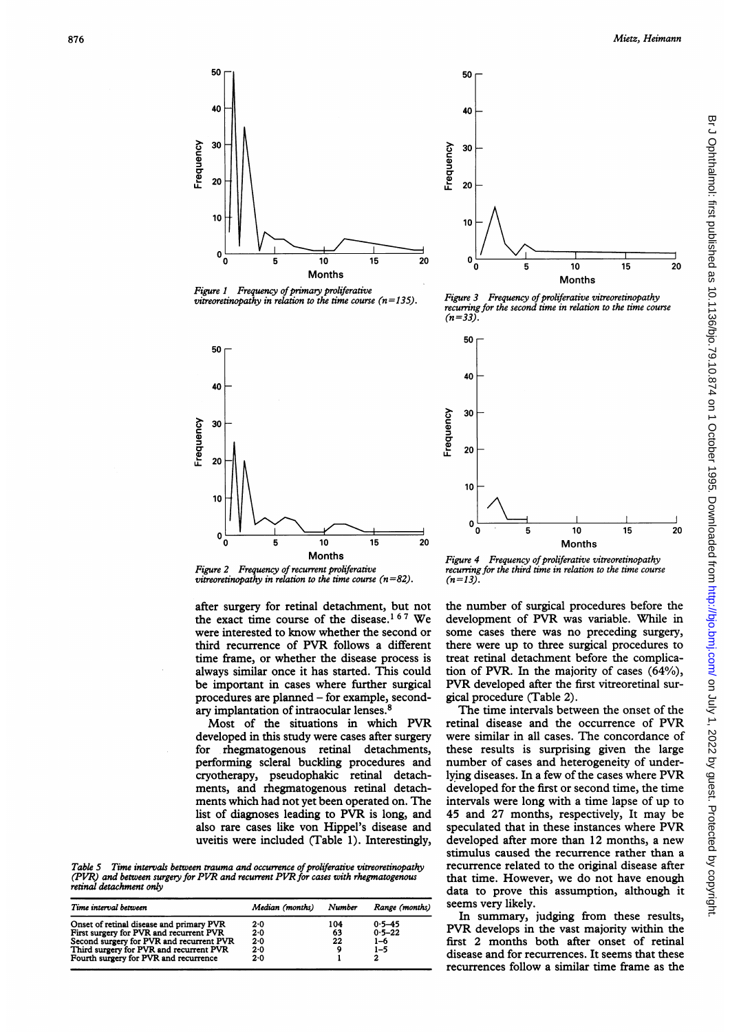Figure 1 Frequency of primary proliferative vitreoretinopathy in relation to the time course (n=135).

Figure 2 Frequency of recurrent proliferative vitreoretinopathy in relation to the time course (n=82).

Figure 3 Frequency of proliferative vitreoretinopathy recurring for the second time in relation to the time course (n=33).

Figure 4 Frequency of proliferative vitreoretinopathy recurring for the third time in relation to the time course (n=13).

after surgery for retinal detachment, but not the exact time course of the disease.[1 6 7] We were interested to know whether the second or third recurrence of PVR follows a different time frame, or whether the disease process is always similar once it has started. This could be important in cases where further surgical procedures are planned – for example, secondary implantation of intraocular lenses.[8]

Most of the situations in which PVR developed in this study were cases after surgery for rhegmatogenous retinal detachments, performing scleral buckling procedures and cryotherapy, pseudophakic retinal detachments, and rhegmatogenous retinal detachments which had not yet been operated on. The list of diagnoses leading to PVR is long, and also rare cases like von Hippel's disease and uveitis were included (Table 1). Interestingly, the number of surgical procedures before the development of PVR was variable. While in some cases there was no preceding surgery, there were up to three surgical procedures to treat retinal detachment before the complication of PVR. In the majority of cases (64%), PVR developed after the first vitreoretinal surgical procedure (Table 2).

The time intervals between the onset of the retinal disease and the occurrence of PVR were similar in all cases. The concordance of these results is surprising given the large number of cases and heterogeneity of underlying diseases. In a few of the cases where PVR developed for the first or second time, the time intervals were long with a time lapse of up to 45 and 27 months, respectively, It may be speculated that in these instances where PVR developed after more than 12 months, a new stimulus caused the recurrence rather than a recurrence related to the original disease after that time. However, we do not have enough data to prove this assumption, although it seems very likely.

In summary, judging from these results, PVR develops in the vast majority within the first 2 months both after onset of retinal disease and for recurrences. It seems that these recurrences follow a similar time frame as the

*Table 5 Time intervals between trauma and occurrence of proliferative vitreoretinopathy (PVR) and between surgery for PVR and recurrent PVR for cases with rhegmatogenous retinal detachment only*

| Time interval between | Median (months) | Number | Range (months) |
|---|---|---|---|
| Onset of retinal disease and primary PVR | 2·0 | 104 | 0·5–45 |
| First surgery for PVR and recurrent PVR | 2·0 | 63 | 0·5–22 |
| Second surgery for PVR and recurrent PVR | 2·0 | 22 | 1–6 |
| Third surgery for PVR and recurrent PVR | 2·0 | 9 | 1–5 |
| Fourth surgery for PVR and recurrence | 2·0 | 1 | 2 |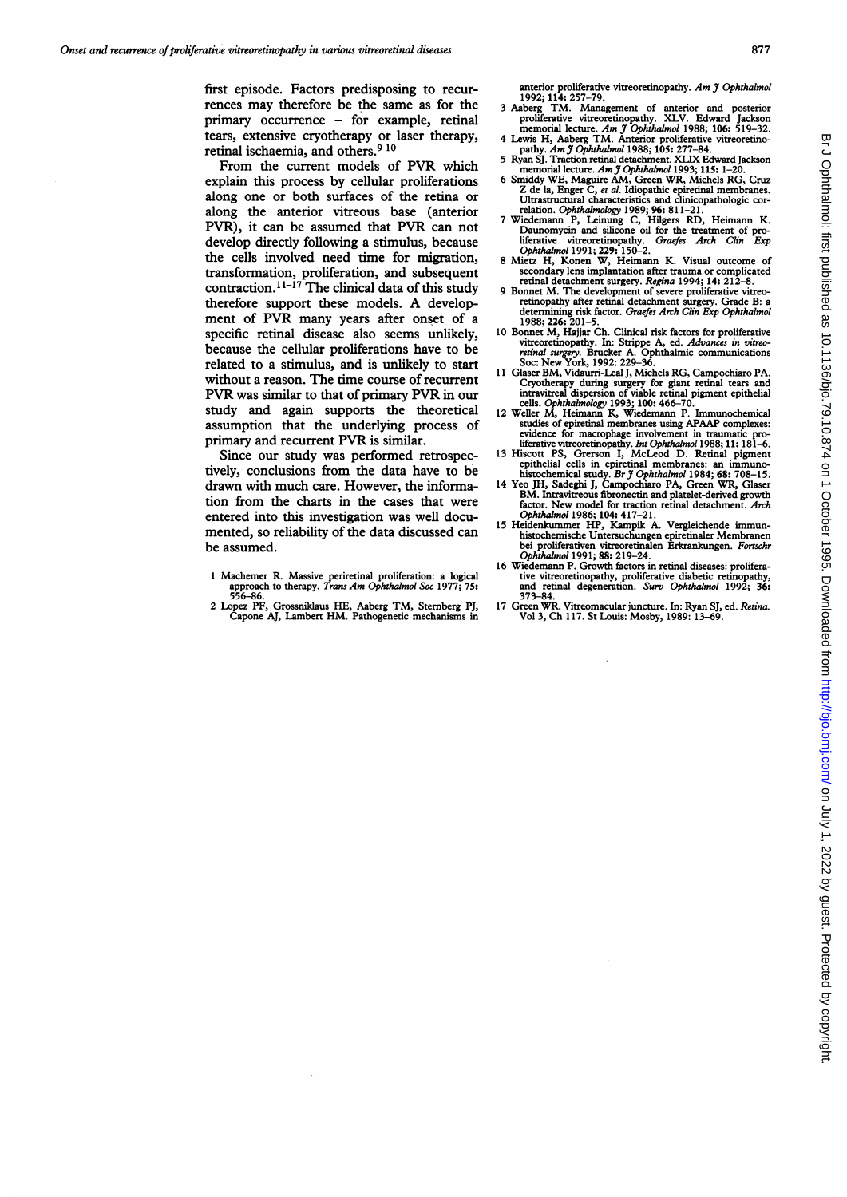first episode. Factors predisposing to recurrences may therefore be the same as for the primary occurrence – for example, retinal tears, extensive cryotherapy or laser therapy, retinal ischaemia, and others.[9 10]

From the current models of PVR which explain this process by cellular proliferations along one or both surfaces of the retina or along the anterior vitreous base (anterior PVR), it can be assumed that PVR can not develop directly following a stimulus, because the cells involved need time for migration, transformation, proliferation, and subsequent contraction.[11–17] The clinical data of this study therefore support these models. A development of PVR many years after onset of a specific retinal disease also seems unlikely, because the cellular proliferations have to be related to a stimulus, and is unlikely to start without a reason. The time course of recurrent PVR was similar to that of primary PVR in our study and again supports the theoretical assumption that the underlying process of primary and recurrent PVR is similar.

Since our study was performed retrospectively, conclusions from the data have to be drawn with much care. However, the information from the charts in the cases that were entered into this investigation was well documented, so reliability of the data discussed can be assumed.

1 Machemer R. Massive periretinal proliferation: a logical approach to therapy. *Trans Am Ophthalmol Soc* 1977; **75:** 556–86.
2 Lopez PF, Grossniklaus HE, Aaberg TM, Sternberg PJ, Capone AJ, Lambert HM. Pathogenetic mechanisms in anterior proliferative vitreoretinopathy. *Am J Ophthalmol* 1992; **114:** 257–79.
3 Aaberg TM. Management of anterior and posterior proliferative vitreoretinopathy. XLV. Edward Jackson memorial lecture. *Am J Ophthalmol* 1988; **106:** 519–32.
4 Lewis H, Aaberg TM. Anterior proliferative vitreoretinopathy. *Am J Ophthalmol* 1988; **105:** 277–84.
5 Ryan SJ. Traction retinal detachment. XLIX Edward Jackson memorial lecture. *Am J Ophthalmol* 1993; **115:** 1–20.
6 Smiddy WE, Maguire AM, Green WR, Michels RG, Cruz Z de la, Enger C, *et al.* Idiopathic epiretinal membranes. Ultrastructural characteristics and clinicopathologic correlation. *Ophthalmology* 1989; **96:** 811–21.
7 Wiedemann P, Leinung C, Hilgers RD, Heimann K. Daunomycin and silicone oil for the treatment of proliferative vitreoretinopathy. *Graefes Arch Clin Exp Ophthalmol* 1991; **229:** 150–2.
8 Mietz H, Konen W, Heimann K. Visual outcome of secondary lens implantation after trauma or complicated retinal detachment surgery. *Regina* 1994; **14:** 212–8.
9 Bonnet M. The development of severe proliferative vitreoretinopathy after retinal detachment surgery. Grade B: a determining risk factor. *Graefes Arch Clin Exp Ophthalmol* 1988; **226:** 201–5.
10 Bonnet M, Hajjar Ch. Clinical risk factors for proliferative vitreoretinopathy. In: Strippe A, ed. *Advances in vitreoretinal surgery*. Brucker A. Ophthalmic communications Soc: New York, 1992: 229–36.
11 Glaser BM, Vidaurri-Leal J, Michels RG, Campochiaro PA. Cryotherapy during surgery for giant retinal tears and intravitreal dispersion of viable retinal pigment epithelial cells. *Ophthalmology* 1993; **100:** 466–70.
12 Weller M, Heimann K, Wiedemann P. Immunochemical studies of epiretinal membranes using APAAP complexes: evidence for macrophage involvement in traumatic proliferative vitreoretinopathy. *Int Ophthalmol* 1988; **11:** 181–6.
13 Hiscott PS, Grerson I, McLeod D. Retinal pigment epithelial cells in epiretinal membranes: an immunohistochemical study. *Br J Ophthalmol* 1984; **68:** 708–15.
14 Yeo JH, Sadeghi J, Campochiaro PA, Green WR, Glaser BM. Intravitreous fibronectin and platelet-derived growth factor. New model for traction retinal detachment. *Arch Ophthalmol* 1986; **104:** 417–21.
15 Heidenkummer HP, Kampik A. Vergleichende immunhistochemische Untersuchungen epiretinaler Membranen bei proliferativen vitreoretinalen Erkrankungen. *Fortschr Ophthalmol* 1991; **88:** 219–24.
16 Wiedemann P. Growth factors in retinal diseases: proliferative vitreoretinopathy, proliferative diabetic retinopathy, and retinal degeneration. *Surv Ophthalmol* 1992; **36:** 373–84.
17 Green WR. Vitreomacular juncture. In: Ryan SJ, ed. *Retina*. Vol 3, Ch 117. St Louis: Mosby, 1989: 13–69.